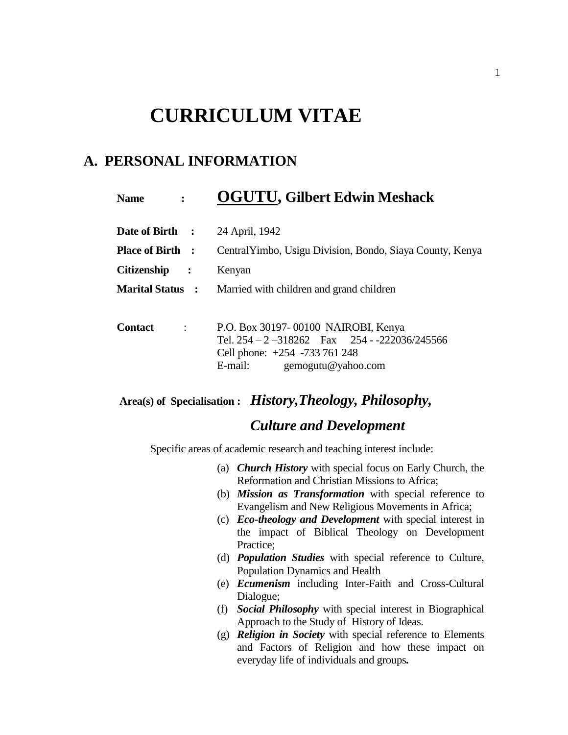# CURRICULUM VITAE

## A. PERSONAL INFORMATION

**Name :** **<u>OGUTU</u>, Gilbert Edwin Meshack**

**Date of Birth :** 24 April, 1942

**Place of Birth :** CentralYimbo, Usigu Division, Bondo, Siaya County, Kenya

**Citizenship :** Kenyan

**Marital Status :** Married with children and grand children

**Contact :** P.O. Box 30197- 00100 NAIROBI, Kenya
Tel. 254 – 2 –318262 Fax 254 - -222036/245566
Cell phone: +254 -733 761 248
E-mail: gemogutu@yahoo.com

**Area(s) of Specialisation :** ***History,Theology, Philosophy, Culture and Development***

Specific areas of academic research and teaching interest include:

(a) ***Church History*** with special focus on Early Church, the Reformation and Christian Missions to Africa;
(b) ***Mission as Transformation*** with special reference to Evangelism and New Religious Movements in Africa;
(c) ***Eco-theology and Development*** with special interest in the impact of Biblical Theology on Development Practice;
(d) ***Population Studies*** with special reference to Culture, Population Dynamics and Health
(e) ***Ecumenism*** including Inter-Faith and Cross-Cultural Dialogue;
(f) ***Social Philosophy*** with special interest in Biographical Approach to the Study of History of Ideas.
(g) ***Religion in Society*** with special reference to Elements and Factors of Religion and how these impact on everyday life of individuals and groups**.**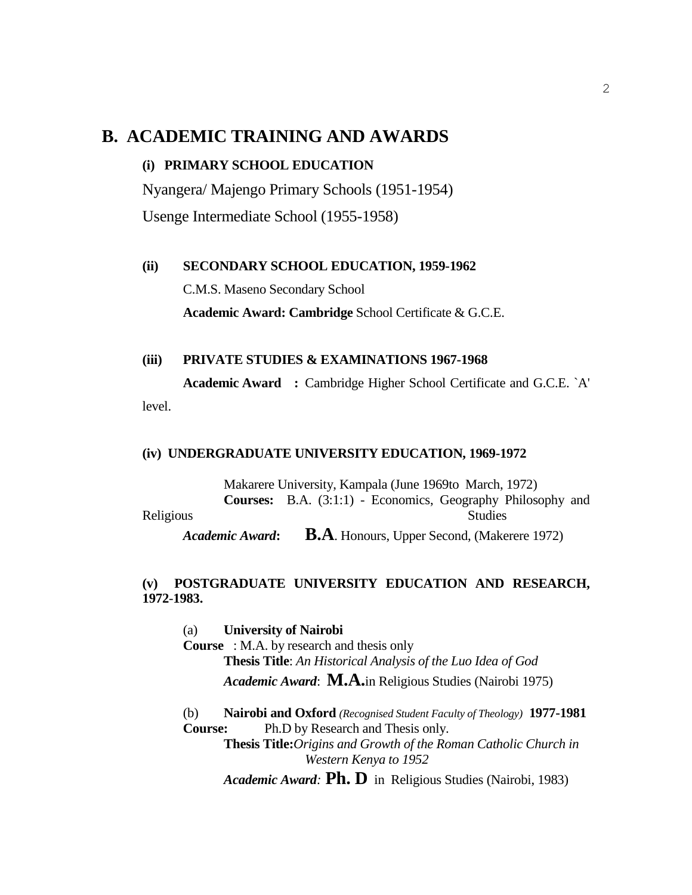## B. ACADEMIC TRAINING AND AWARDS

### (i) PRIMARY SCHOOL EDUCATION

Nyangera/ Majengo Primary Schools (1951-1954)

Usenge Intermediate School (1955-1958)

### (ii) SECONDARY SCHOOL EDUCATION, 1959-1962

C.M.S. Maseno Secondary School

**Academic Award: Cambridge** School Certificate & G.C.E.

### (iii) PRIVATE STUDIES & EXAMINATIONS 1967-1968

**Academic Award :** Cambridge Higher School Certificate and G.C.E. `A' level.

### (iv) UNDERGRADUATE UNIVERSITY EDUCATION, 1969-1972

Makarere University, Kampala (June 1969to March, 1972)

**Courses:** B.A. (3:1:1) - Economics, Geography Philosophy and Religious Studies

***Academic Award*:** **B.A**. Honours, Upper Second, (Makerere 1972)

### (v) POSTGRADUATE UNIVERSITY EDUCATION AND RESEARCH, 1972-1983.

(a) **University of Nairobi**

**Course** : M.A. by research and thesis only

**Thesis Title**: *An Historical Analysis of the Luo Idea of God*

***Academic Award***: **M.A.**in Religious Studies (Nairobi 1975)

(b) **Nairobi and Oxford** *(Recognised Student Faculty of Theology)* **1977-1981**

**Course:** Ph.D by Research and Thesis only.

**Thesis Title:***Origins and Growth of the Roman Catholic Church in Western Kenya to 1952*

***Academic Award:*** **Ph. D** in Religious Studies (Nairobi, 1983)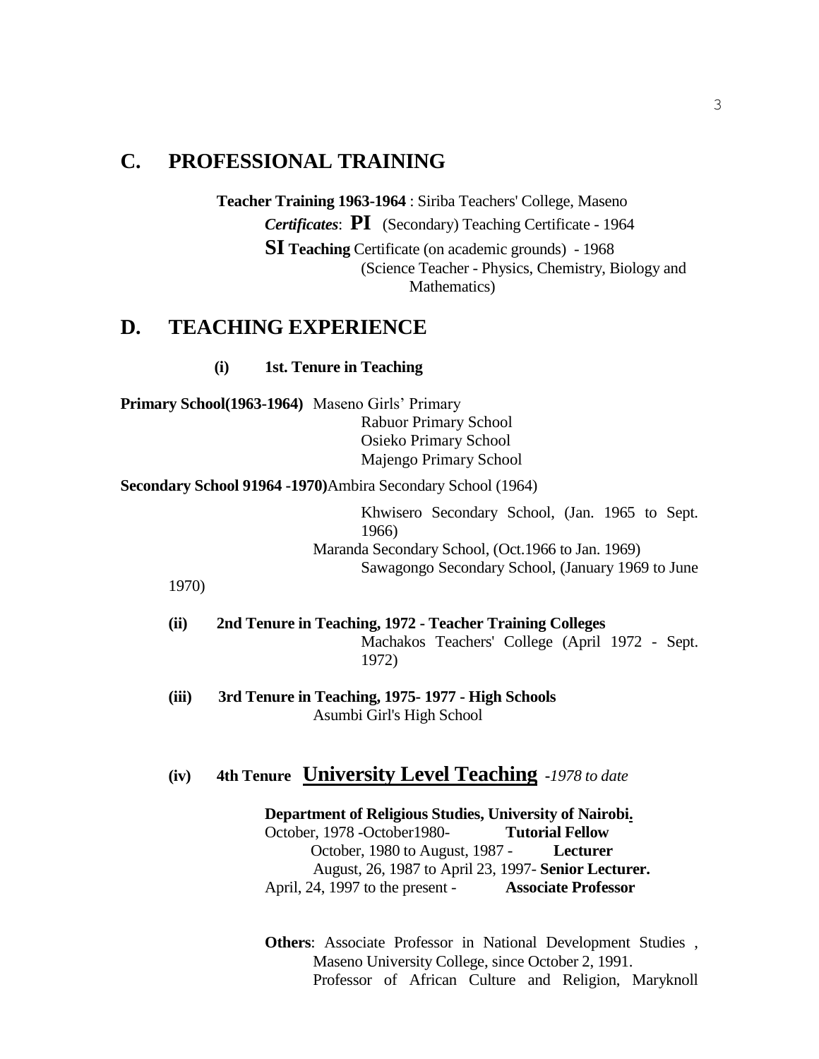## C. PROFESSIONAL TRAINING

**Teacher Training 1963-1964** : Siriba Teachers' College, Maseno

***Certificates***: **PI** (Secondary) Teaching Certificate - 1964

**SI Teaching** Certificate (on academic grounds) - 1968
(Science Teacher - Physics, Chemistry, Biology and Mathematics)

## D. TEACHING EXPERIENCE

**(i) 1st. Tenure in Teaching**

**Primary School(1963-1964)** Maseno Girls' Primary
Rabuor Primary School
Osieko Primary School
Majengo Primary School

**Secondary School 91964 -1970)**Ambira Secondary School (1964)
Khwisero Secondary School, (Jan. 1965 to Sept. 1966)
Maranda Secondary School, (Oct.1966 to Jan. 1969)
Sawagongo Secondary School, (January 1969 to June 1970)

**(ii) 2nd Tenure in Teaching, 1972 - Teacher Training Colleges**
Machakos Teachers' College (April 1972 - Sept. 1972)

**(iii) 3rd Tenure in Teaching, 1975- 1977 - High Schools**
Asumbi Girl's High School

**(iv) 4th Tenure <u>University Level Teaching</u>** *-1978 to date*

**Department of Religious Studies, University of Nairobi.**
October, 1978 -October1980- **Tutorial Fellow**
October, 1980 to August, 1987 - **Lecturer**
August, 26, 1987 to April 23, 1997- **Senior Lecturer.**
April, 24, 1997 to the present - **Associate Professor**

**Others**: Associate Professor in National Development Studies , Maseno University College, since October 2, 1991.
Professor of African Culture and Religion, Maryknoll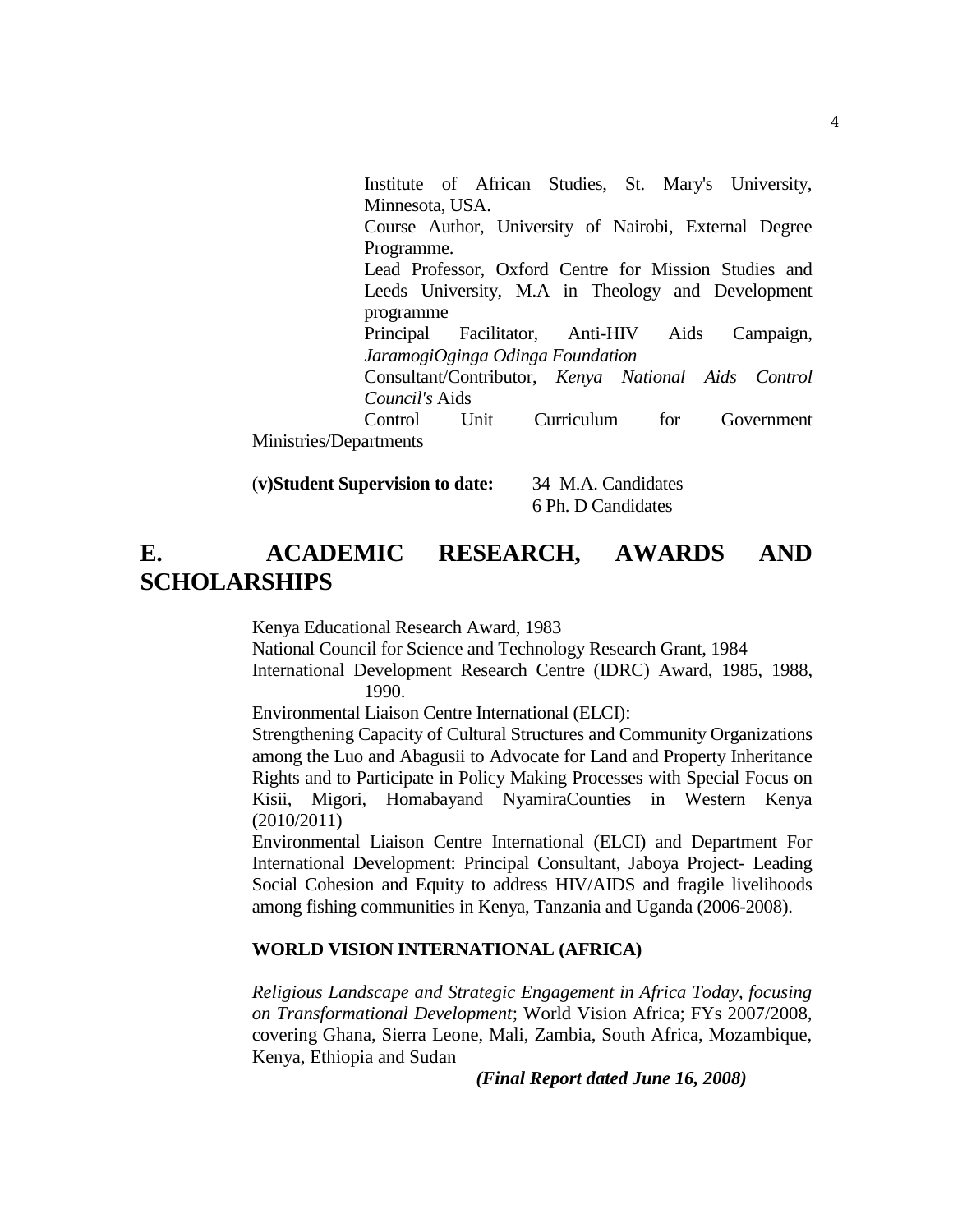Institute of African Studies, St. Mary's University, Minnesota, USA.

Course Author, University of Nairobi, External Degree Programme.

Lead Professor, Oxford Centre for Mission Studies and Leeds University, M.A in Theology and Development programme

Principal Facilitator, Anti-HIV Aids Campaign, *JaramogiOginga Odinga Foundation*

Consultant/Contributor, *Kenya National Aids Control Council's* Aids Control Unit Curriculum for Government Ministries/Departments

(**v)Student Supervision to date:** 34 M.A. Candidates
6 Ph. D Candidates

# E. ACADEMIC RESEARCH, AWARDS AND SCHOLARSHIPS

Kenya Educational Research Award, 1983

National Council for Science and Technology Research Grant, 1984

International Development Research Centre (IDRC) Award, 1985, 1988, 1990.

Environmental Liaison Centre International (ELCI):

Strengthening Capacity of Cultural Structures and Community Organizations among the Luo and Abagusii to Advocate for Land and Property Inheritance Rights and to Participate in Policy Making Processes with Special Focus on Kisii, Migori, Homabayand NyamiraCounties in Western Kenya (2010/2011)

Environmental Liaison Centre International (ELCI) and Department For International Development: Principal Consultant, Jaboya Project- Leading Social Cohesion and Equity to address HIV/AIDS and fragile livelihoods among fishing communities in Kenya, Tanzania and Uganda (2006-2008).

**WORLD VISION INTERNATIONAL (AFRICA)**

*Religious Landscape and Strategic Engagement in Africa Today, focusing on Transformational Development*; World Vision Africa; FYs 2007/2008, covering Ghana, Sierra Leone, Mali, Zambia, South Africa, Mozambique, Kenya, Ethiopia and Sudan

***(Final Report dated June 16, 2008)***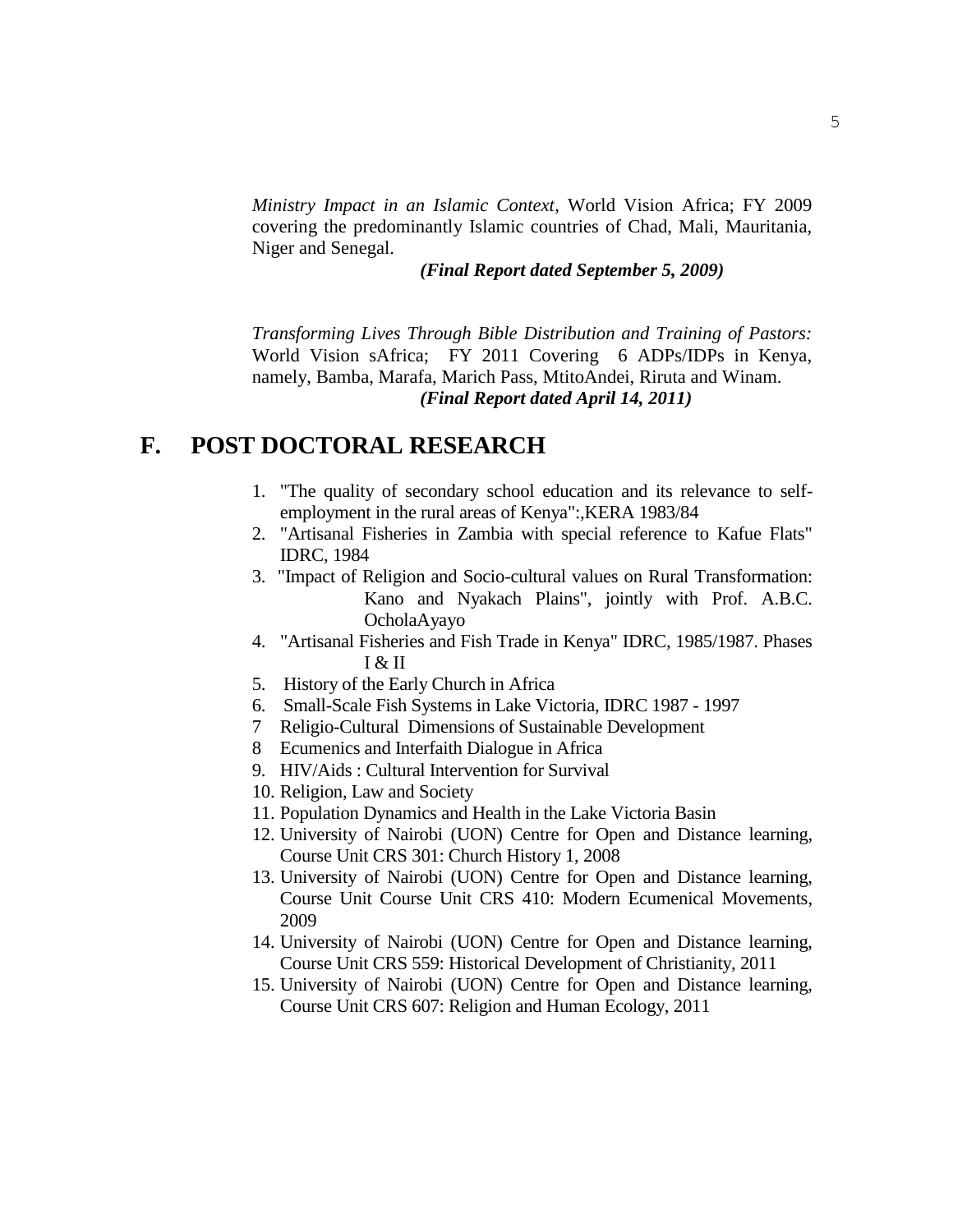*Ministry Impact in an Islamic Context*, World Vision Africa; FY 2009 covering the predominantly Islamic countries of Chad, Mali, Mauritania, Niger and Senegal.

***(Final Report dated September 5, 2009)***

*Transforming Lives Through Bible Distribution and Training of Pastors:* World Vision sAfrica; FY 2011 Covering 6 ADPs/IDPs in Kenya, namely, Bamba, Marafa, Marich Pass, MtitoAndei, Riruta and Winam.

***(Final Report dated April 14, 2011)***

## F. POST DOCTORAL RESEARCH

1. "The quality of secondary school education and its relevance to self-employment in the rural areas of Kenya":,KERA 1983/84
2. "Artisanal Fisheries in Zambia with special reference to Kafue Flats" IDRC, 1984
3. "Impact of Religion and Socio-cultural values on Rural Transformation: Kano and Nyakach Plains", jointly with Prof. A.B.C. OcholaAyayo
4. "Artisanal Fisheries and Fish Trade in Kenya" IDRC, 1985/1987. Phases I & II
5. History of the Early Church in Africa
6. Small-Scale Fish Systems in Lake Victoria, IDRC 1987 - 1997
7. Religio-Cultural Dimensions of Sustainable Development
8. Ecumenics and Interfaith Dialogue in Africa
9. HIV/Aids : Cultural Intervention for Survival
10. Religion, Law and Society
11. Population Dynamics and Health in the Lake Victoria Basin
12. University of Nairobi (UON) Centre for Open and Distance learning, Course Unit CRS 301: Church History 1, 2008
13. University of Nairobi (UON) Centre for Open and Distance learning, Course Unit Course Unit CRS 410: Modern Ecumenical Movements, 2009
14. University of Nairobi (UON) Centre for Open and Distance learning, Course Unit CRS 559: Historical Development of Christianity, 2011
15. University of Nairobi (UON) Centre for Open and Distance learning, Course Unit CRS 607: Religion and Human Ecology, 2011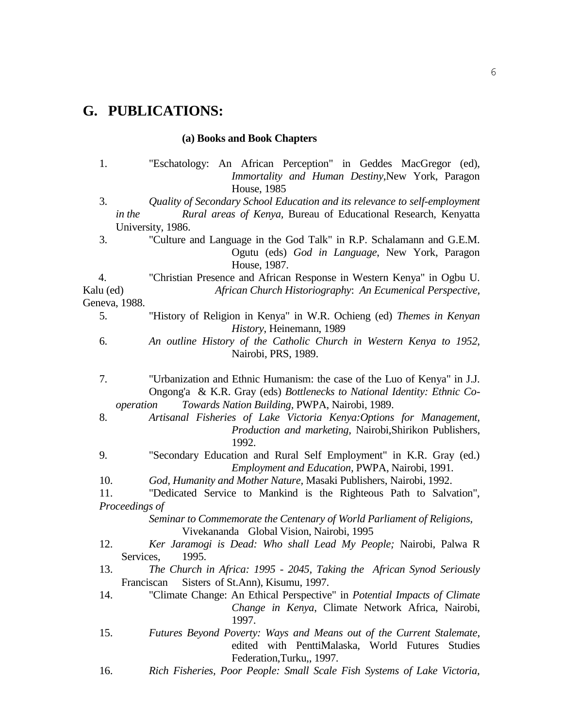## G. PUBLICATIONS:

### (a) Books and Book Chapters

1. "Eschatology: An African Perception" in Geddes MacGregor (ed), *Immortality and Human Destiny*,New York, Paragon House, 1985
3. *Quality of Secondary School Education and its relevance to self-employment in the Rural areas of Kenya,* Bureau of Educational Research, Kenyatta University, 1986.
3. "Culture and Language in the God Talk" in R.P. Schalamann and G.E.M. Ogutu (eds) *God in Language*, New York, Paragon House, 1987.
4. "Christian Presence and African Response in Western Kenya" in Ogbu U. Kalu (ed) *African Church Historiography*: *An Ecumenical Perspective*, Geneva, 1988.
5. "History of Religion in Kenya" in W.R. Ochieng (ed) *Themes in Kenyan History*, Heinemann, 1989
6. *An outline History of the Catholic Church in Western Kenya to 1952*, Nairobi, PRS, 1989.
7. "Urbanization and Ethnic Humanism: the case of the Luo of Kenya" in J.J. Ongong'a & K.R. Gray (eds) *Bottlenecks to National Identity: Ethnic Co-operation Towards Nation Building*, PWPA, Nairobi, 1989.
8. *Artisanal Fisheries of Lake Victoria Kenya:Options for Management, Production and marketing,* Nairobi,Shirikon Publishers, 1992.
9. "Secondary Education and Rural Self Employment" in K.R. Gray (ed.) *Employment and Education,* PWPA, Nairobi, 1991.
10. *God, Humanity and Mother Nature,* Masaki Publishers, Nairobi, 1992.
11. "Dedicated Service to Mankind is the Righteous Path to Salvation", *Proceedings of Seminar to Commemorate the Centenary of World Parliament of Religions*, Vivekananda Global Vision, Nairobi, 1995
12. *Ker Jaramogi is Dead: Who shall Lead My People;* Nairobi, Palwa R Services, 1995.
13. *The Church in Africa: 1995 - 2045, Taking the African Synod Seriously* Franciscan Sisters of St.Ann), Kisumu, 1997.
14. "Climate Change: An Ethical Perspective" in *Potential Impacts of Climate Change in Kenya*, Climate Network Africa, Nairobi, 1997.
15. *Futures Beyond Poverty: Ways and Means out of the Current Stalemate*, edited with PenttiMalaska, World Futures Studies Federation,Turku,, 1997.
16. *Rich Fisheries, Poor People: Small Scale Fish Systems of Lake Victoria,*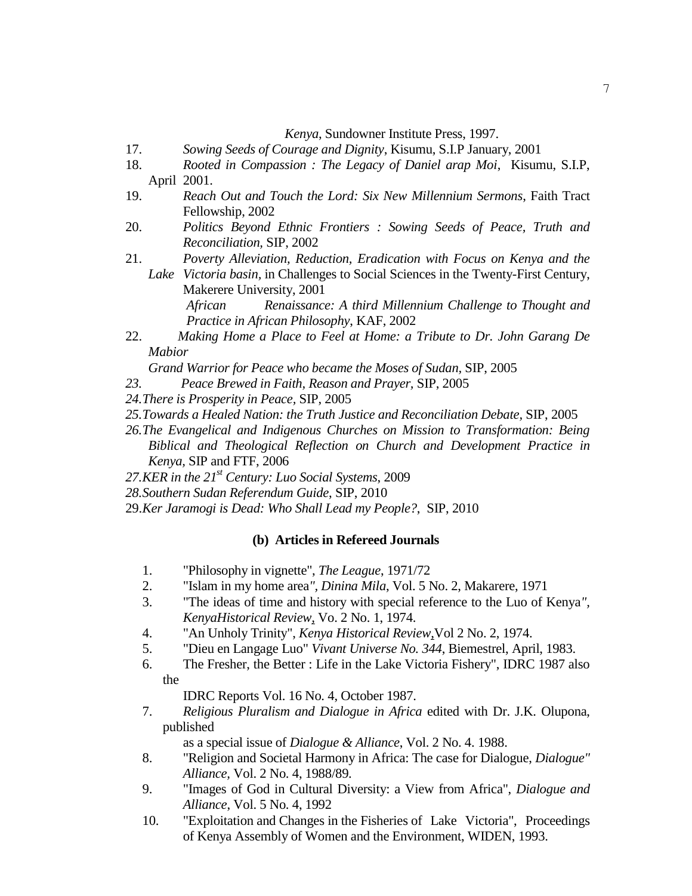*Kenya*, Sundowner Institute Press, 1997.

17. *Sowing Seeds of Courage and Dignity*, Kisumu, S.I.P January, 2001
18. *Rooted in Compassion : The Legacy of Daniel arap Moi*, Kisumu, S.I.P, April 2001.
19. *Reach Out and Touch the Lord: Six New Millennium Sermons*, Faith Tract Fellowship, 2002
20. *Politics Beyond Ethnic Frontiers : Sowing Seeds of Peace, Truth and Reconciliation,* SIP, 2002
21. *Poverty Alleviation, Reduction, Eradication with Focus on Kenya and the Lake Victoria basin,* in Challenges to Social Sciences in the Twenty-First Century, Makerere University, 2001
    *African Renaissance: A third Millennium Challenge to Thought and Practice in African Philosophy*, KAF, 2002
22. *Making Home a Place to Feel at Home: a Tribute to Dr. John Garang De Mabior Grand Warrior for Peace who became the Moses of Sudan,* SIP, 2005
23. *Peace Brewed in Faith, Reason and Prayer,* SIP, 2005
24. *There is Prosperity in Peace,* SIP, 2005
25. *Towards a Healed Nation: the Truth Justice and Reconciliation Debate,* SIP, 2005
26. *The Evangelical and Indigenous Churches on Mission to Transformation: Being Biblical and Theological Reflection on Church and Development Practice in Kenya,* SIP and FTF, 2006
27. *KER in the 21st Century: Luo Social Systems*, 2009
28. *Southern Sudan Referendum Guide,* SIP, 2010
29. *Ker Jaramogi is Dead: Who Shall Lead my People?,* SIP, 2010

### (b) Articles in Refereed Journals

1. "Philosophy in vignette", *The League*, 1971/72
2. "Islam in my home area*", Dinina Mila*, Vol. 5 No. 2, Makarere, 1971
3. "The ideas of time and history with special reference to the Luo of Kenya*", KenyaHistorical Review*, Vo. 2 No. 1, 1974.
4. "An Unholy Trinity", *Kenya Historical Review*,Vol 2 No. 2, 1974.
5. "Dieu en Langage Luo" *Vivant Universe No. 344*, Biemestrel, April, 1983.
6. The Fresher, the Better : Life in the Lake Victoria Fishery", IDRC 1987 also the IDRC Reports Vol. 16 No. 4, October 1987.
7. *Religious Pluralism and Dialogue in Africa* edited with Dr. J.K. Olupona, published as a special issue of *Dialogue & Alliance,* Vol. 2 No. 4. 1988.
8. "Religion and Societal Harmony in Africa: The case for Dialogue, *Dialogue" Alliance*, Vol. 2 No. 4, 1988/89.
9. "Images of God in Cultural Diversity: a View from Africa", *Dialogue and Alliance*, Vol. 5 No. 4, 1992
10. "Exploitation and Changes in the Fisheries of Lake Victoria", Proceedings of Kenya Assembly of Women and the Environment, WIDEN, 1993.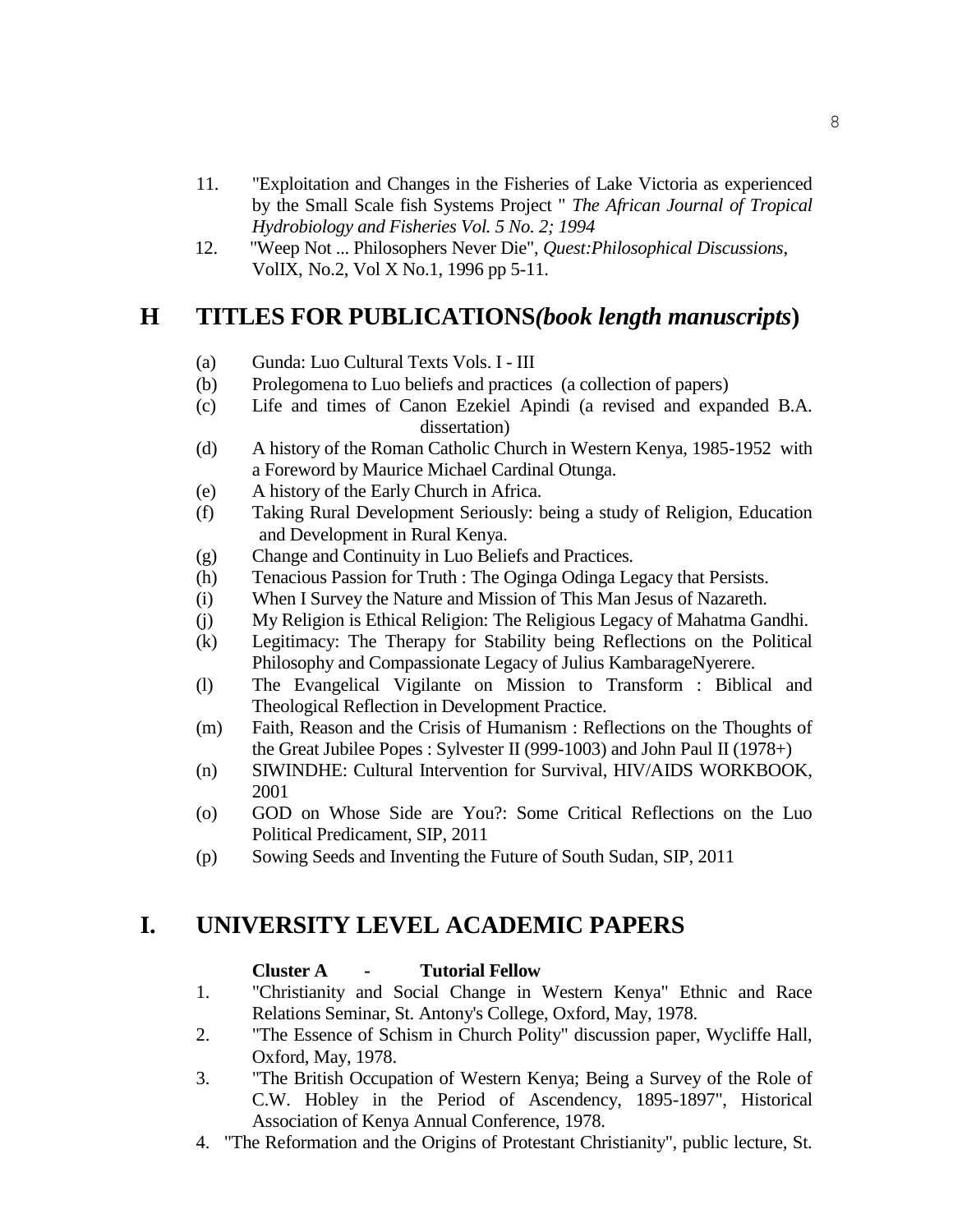11. "Exploitation and Changes in the Fisheries of Lake Victoria as experienced by the Small Scale fish Systems Project " *The African Journal of Tropical Hydrobiology and Fisheries Vol. 5 No. 2; 1994*
12. "Weep Not ... Philosophers Never Die", *Quest:Philosophical Discussions*, VolIX, No.2, Vol X No.1, 1996 pp 5-11.

## H TITLES FOR PUBLICATIONS*(book length manuscripts)*

(a) Gunda: Luo Cultural Texts Vols. I - III

(b) Prolegomena to Luo beliefs and practices (a collection of papers)

(c) Life and times of Canon Ezekiel Apindi (a revised and expanded B.A. dissertation)

(d) A history of the Roman Catholic Church in Western Kenya, 1985-1952 with a Foreword by Maurice Michael Cardinal Otunga.

(e) A history of the Early Church in Africa.

(f) Taking Rural Development Seriously: being a study of Religion, Education and Development in Rural Kenya.

(g) Change and Continuity in Luo Beliefs and Practices.

(h) Tenacious Passion for Truth : The Oginga Odinga Legacy that Persists.

(i) When I Survey the Nature and Mission of This Man Jesus of Nazareth.

(j) My Religion is Ethical Religion: The Religious Legacy of Mahatma Gandhi.

(k) Legitimacy: The Therapy for Stability being Reflections on the Political Philosophy and Compassionate Legacy of Julius KambarageNyerere.

(l) The Evangelical Vigilante on Mission to Transform : Biblical and Theological Reflection in Development Practice.

(m) Faith, Reason and the Crisis of Humanism : Reflections on the Thoughts of the Great Jubilee Popes : Sylvester II (999-1003) and John Paul II (1978+)

(n) SIWINDHE: Cultural Intervention for Survival, HIV/AIDS WORKBOOK, 2001

(o) GOD on Whose Side are You?: Some Critical Reflections on the Luo Political Predicament, SIP, 2011

(p) Sowing Seeds and Inventing the Future of South Sudan, SIP, 2011

## I. UNIVERSITY LEVEL ACADEMIC PAPERS

**Cluster A - Tutorial Fellow**

1. "Christianity and Social Change in Western Kenya" Ethnic and Race Relations Seminar, St. Antony's College, Oxford, May, 1978.
2. "The Essence of Schism in Church Polity" discussion paper, Wycliffe Hall, Oxford, May, 1978.
3. "The British Occupation of Western Kenya; Being a Survey of the Role of C.W. Hobley in the Period of Ascendency, 1895-1897", Historical Association of Kenya Annual Conference, 1978.
4. "The Reformation and the Origins of Protestant Christianity", public lecture, St.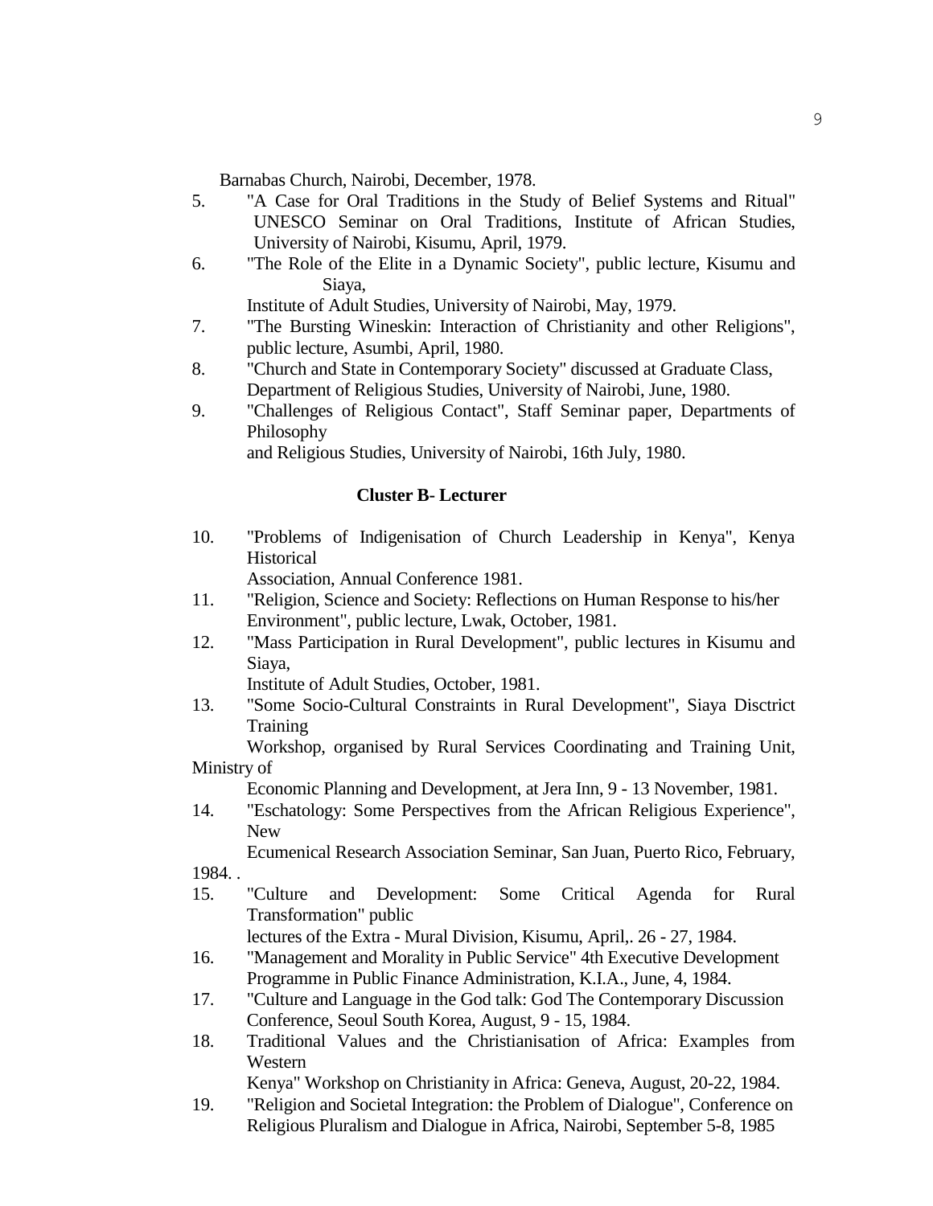Barnabas Church, Nairobi, December, 1978.

5. "A Case for Oral Traditions in the Study of Belief Systems and Ritual" UNESCO Seminar on Oral Traditions, Institute of African Studies, University of Nairobi, Kisumu, April, 1979.
6. "The Role of the Elite in a Dynamic Society", public lecture, Kisumu and Siaya, Institute of Adult Studies, University of Nairobi, May, 1979.
7. "The Bursting Wineskin: Interaction of Christianity and other Religions", public lecture, Asumbi, April, 1980.
8. "Church and State in Contemporary Society" discussed at Graduate Class, Department of Religious Studies, University of Nairobi, June, 1980.
9. "Challenges of Religious Contact", Staff Seminar paper, Departments of Philosophy and Religious Studies, University of Nairobi, 16th July, 1980.

**Cluster B- Lecturer**

10. "Problems of Indigenisation of Church Leadership in Kenya", Kenya Historical Association, Annual Conference 1981.
11. "Religion, Science and Society: Reflections on Human Response to his/her Environment", public lecture, Lwak, October, 1981.
12. "Mass Participation in Rural Development", public lectures in Kisumu and Siaya, Institute of Adult Studies, October, 1981.
13. "Some Socio-Cultural Constraints in Rural Development", Siaya Disctrict Training Workshop, organised by Rural Services Coordinating and Training Unit, Ministry of Economic Planning and Development, at Jera Inn, 9 - 13 November, 1981.
14. "Eschatology: Some Perspectives from the African Religious Experience", New Ecumenical Research Association Seminar, San Juan, Puerto Rico, February, 1984. .
15. "Culture and Development: Some Critical Agenda for Rural Transformation" public lectures of the Extra - Mural Division, Kisumu, April,. 26 - 27, 1984.
16. "Management and Morality in Public Service" 4th Executive Development Programme in Public Finance Administration, K.I.A., June, 4, 1984.
17. "Culture and Language in the God talk: God The Contemporary Discussion Conference, Seoul South Korea, August, 9 - 15, 1984.
18. Traditional Values and the Christianisation of Africa: Examples from Western Kenya" Workshop on Christianity in Africa: Geneva, August, 20-22, 1984.
19. "Religion and Societal Integration: the Problem of Dialogue", Conference on Religious Pluralism and Dialogue in Africa, Nairobi, September 5-8, 1985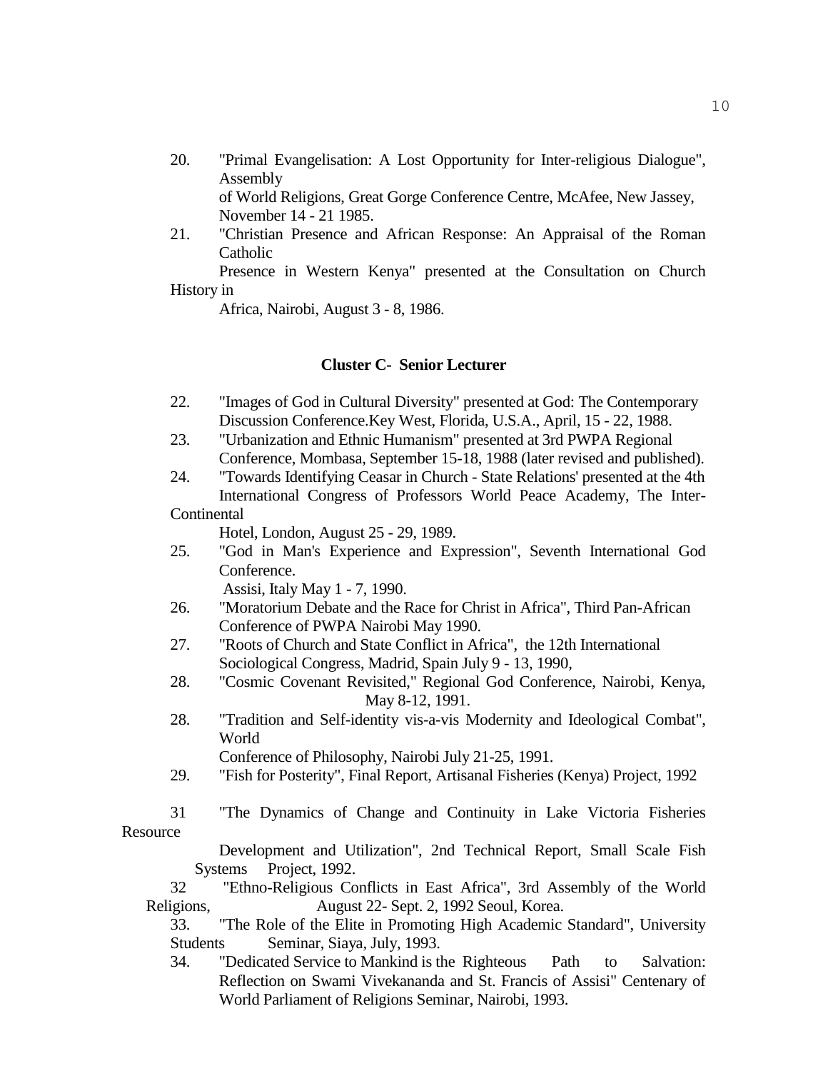20. "Primal Evangelisation: A Lost Opportunity for Inter-religious Dialogue", Assembly of World Religions, Great Gorge Conference Centre, McAfee, New Jassey, November 14 - 21 1985.
21. "Christian Presence and African Response: An Appraisal of the Roman Catholic Presence in Western Kenya" presented at the Consultation on Church History in Africa, Nairobi, August 3 - 8, 1986.

### Cluster C- Senior Lecturer

22. "Images of God in Cultural Diversity" presented at God: The Contemporary Discussion Conference.Key West, Florida, U.S.A., April, 15 - 22, 1988.
23. "Urbanization and Ethnic Humanism" presented at 3rd PWPA Regional Conference, Mombasa, September 15-18, 1988 (later revised and published).
24. "Towards Identifying Ceasar in Church - State Relations' presented at the 4th International Congress of Professors World Peace Academy, The Inter-Continental Hotel, London, August 25 - 29, 1989.
25. "God in Man's Experience and Expression", Seventh International God Conference. Assisi, Italy May 1 - 7, 1990.
26. "Moratorium Debate and the Race for Christ in Africa", Third Pan-African Conference of PWPA Nairobi May 1990.
27. "Roots of Church and State Conflict in Africa", the 12th International Sociological Congress, Madrid, Spain July 9 - 13, 1990,
28. "Cosmic Covenant Revisited," Regional God Conference, Nairobi, Kenya, May 8-12, 1991.
28. "Tradition and Self-identity vis-a-vis Modernity and Ideological Combat", World Conference of Philosophy, Nairobi July 21-25, 1991.
29. "Fish for Posterity", Final Report, Artisanal Fisheries (Kenya) Project, 1992
31 "The Dynamics of Change and Continuity in Lake Victoria Fisheries Resource Development and Utilization", 2nd Technical Report, Small Scale Fish Systems Project, 1992.
32 "Ethno-Religious Conflicts in East Africa", 3rd Assembly of the World Religions, August 22- Sept. 2, 1992 Seoul, Korea.
33. "The Role of the Elite in Promoting High Academic Standard", University Students Seminar, Siaya, July, 1993.
34. "Dedicated Service to Mankind is the Righteous Path to Salvation: Reflection on Swami Vivekananda and St. Francis of Assisi" Centenary of World Parliament of Religions Seminar, Nairobi, 1993.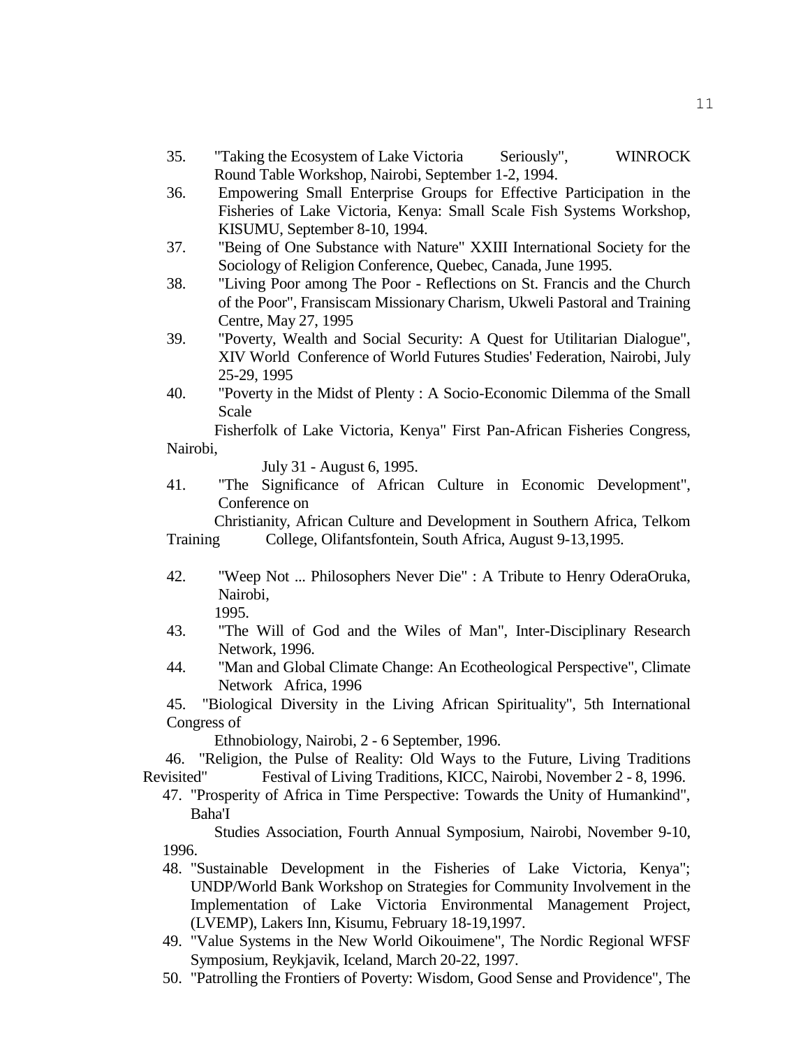35. "Taking the Ecosystem of Lake Victoria Seriously", WINROCK Round Table Workshop, Nairobi, September 1-2, 1994.
36. Empowering Small Enterprise Groups for Effective Participation in the Fisheries of Lake Victoria, Kenya: Small Scale Fish Systems Workshop, KISUMU, September 8-10, 1994.
37. "Being of One Substance with Nature" XXIII International Society for the Sociology of Religion Conference, Quebec, Canada, June 1995.
38. "Living Poor among The Poor - Reflections on St. Francis and the Church of the Poor", Fransiscam Missionary Charism, Ukweli Pastoral and Training Centre, May 27, 1995
39. "Poverty, Wealth and Social Security: A Quest for Utilitarian Dialogue", XIV World Conference of World Futures Studies' Federation, Nairobi, July 25-29, 1995
40. "Poverty in the Midst of Plenty : A Socio-Economic Dilemma of the Small Scale Fisherfolk of Lake Victoria, Kenya" First Pan-African Fisheries Congress, Nairobi, July 31 - August 6, 1995.
41. "The Significance of African Culture in Economic Development", Conference on Christianity, African Culture and Development in Southern Africa, Telkom Training College, Olifantsfontein, South Africa, August 9-13,1995.
42. "Weep Not ... Philosophers Never Die" : A Tribute to Henry OderaOruka, Nairobi, 1995.
43. "The Will of God and the Wiles of Man", Inter-Disciplinary Research Network, 1996.
44. "Man and Global Climate Change: An Ecotheological Perspective", Climate Network Africa, 1996
45. "Biological Diversity in the Living African Spirituality", 5th International Congress of Ethnobiology, Nairobi, 2 - 6 September, 1996.
46. "Religion, the Pulse of Reality: Old Ways to the Future, Living Traditions Revisited" Festival of Living Traditions, KICC, Nairobi, November 2 - 8, 1996.
47. "Prosperity of Africa in Time Perspective: Towards the Unity of Humankind", Baha'I Studies Association, Fourth Annual Symposium, Nairobi, November 9-10, 1996.
48. "Sustainable Development in the Fisheries of Lake Victoria, Kenya"; UNDP/World Bank Workshop on Strategies for Community Involvement in the Implementation of Lake Victoria Environmental Management Project, (LVEMP), Lakers Inn, Kisumu, February 18-19,1997.
49. "Value Systems in the New World Oikouimene", The Nordic Regional WFSF Symposium, Reykjavik, Iceland, March 20-22, 1997.
50. "Patrolling the Frontiers of Poverty: Wisdom, Good Sense and Providence", The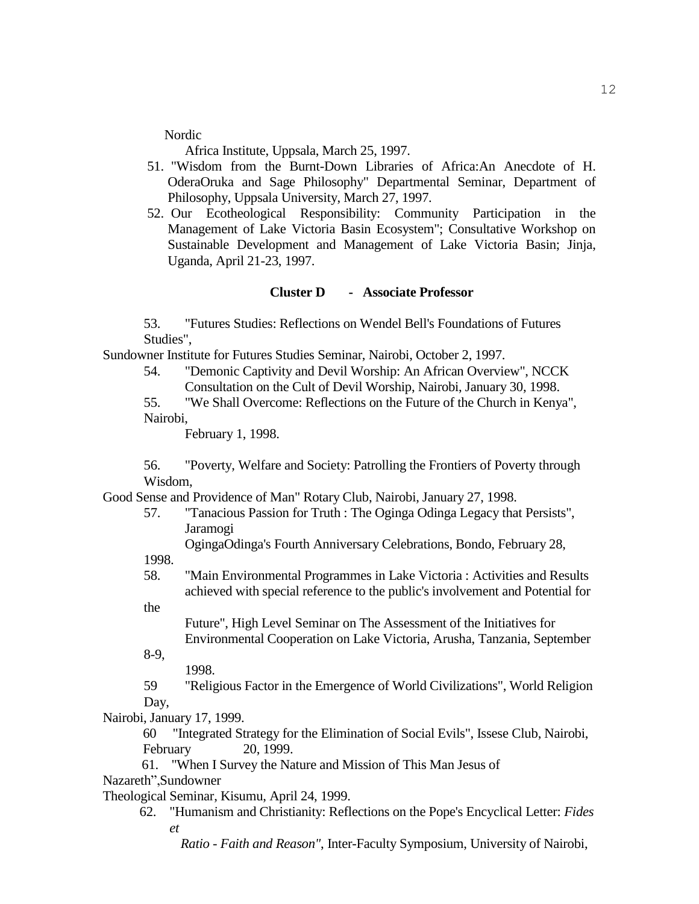Nordic Africa Institute, Uppsala, March 25, 1997.

51. "Wisdom from the Burnt-Down Libraries of Africa:An Anecdote of H. OderaOruka and Sage Philosophy" Departmental Seminar, Department of Philosophy, Uppsala University, March 27, 1997.
52. Our Ecotheological Responsibility: Community Participation in the Management of Lake Victoria Basin Ecosystem"; Consultative Workshop on Sustainable Development and Management of Lake Victoria Basin; Jinja, Uganda, April 21-23, 1997.

**Cluster D - Associate Professor**

53. "Futures Studies: Reflections on Wendel Bell's Foundations of Futures Studies", Sundowner Institute for Futures Studies Seminar, Nairobi, October 2, 1997.
54. "Demonic Captivity and Devil Worship: An African Overview", NCCK Consultation on the Cult of Devil Worship, Nairobi, January 30, 1998.
55. "We Shall Overcome: Reflections on the Future of the Church in Kenya", Nairobi, February 1, 1998.
56. "Poverty, Welfare and Society: Patrolling the Frontiers of Poverty through Wisdom, Good Sense and Providence of Man" Rotary Club, Nairobi, January 27, 1998.
57. "Tanacious Passion for Truth : The Oginga Odinga Legacy that Persists", Jaramogi OgingaOdinga's Fourth Anniversary Celebrations, Bondo, February 28, 1998.
58. "Main Environmental Programmes in Lake Victoria : Activities and Results achieved with special reference to the public's involvement and Potential for the Future", High Level Seminar on The Assessment of the Initiatives for Environmental Cooperation on Lake Victoria, Arusha, Tanzania, September 8-9, 1998.
59. "Religious Factor in the Emergence of World Civilizations", World Religion Day, Nairobi, January 17, 1999.
60. "Integrated Strategy for the Elimination of Social Evils", Issese Club, Nairobi, February 20, 1999.
61. "When I Survey the Nature and Mission of This Man Jesus of Nazareth",Sundowner Theological Seminar, Kisumu, April 24, 1999.
62. "Humanism and Christianity: Reflections on the Pope's Encyclical Letter: *Fides et Ratio - Faith and Reason"*, Inter-Faculty Symposium, University of Nairobi,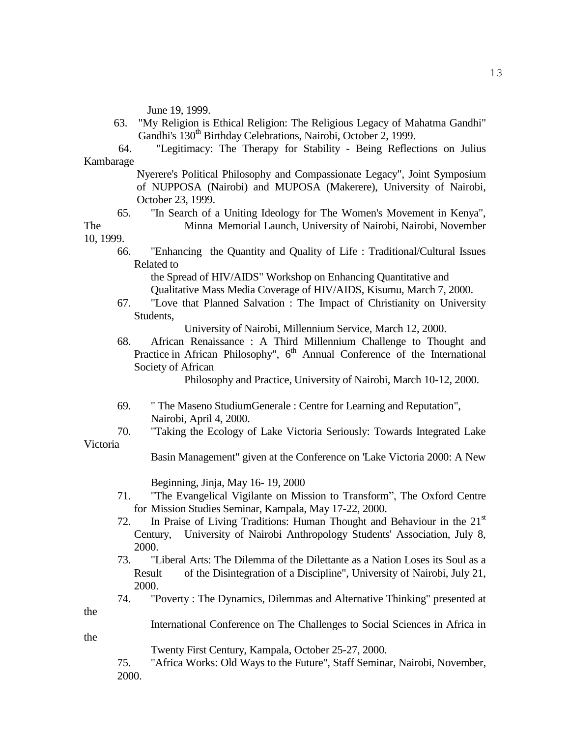June 19, 1999.

63. "My Religion is Ethical Religion: The Religious Legacy of Mahatma Gandhi" Gandhi's 130th Birthday Celebrations, Nairobi, October 2, 1999.
64. "Legitimacy: The Therapy for Stability - Being Reflections on Julius Kambarage Nyerere's Political Philosophy and Compassionate Legacy", Joint Symposium of NUPPOSA (Nairobi) and MUPOSA (Makerere), University of Nairobi, October 23, 1999.
65. "In Search of a Uniting Ideology for The Women's Movement in Kenya", The Minna Memorial Launch, University of Nairobi, Nairobi, November 10, 1999.
66. "Enhancing the Quantity and Quality of Life : Traditional/Cultural Issues Related to the Spread of HIV/AIDS" Workshop on Enhancing Quantitative and Qualitative Mass Media Coverage of HIV/AIDS, Kisumu, March 7, 2000.
67. "Love that Planned Salvation : The Impact of Christianity on University Students, University of Nairobi, Millennium Service, March 12, 2000.
68. African Renaissance : A Third Millennium Challenge to Thought and Practice in African Philosophy", 6th Annual Conference of the International Society of African Philosophy and Practice, University of Nairobi, March 10-12, 2000.
69. " The Maseno StudiumGenerale : Centre for Learning and Reputation", Nairobi, April 4, 2000.
70. "Taking the Ecology of Lake Victoria Seriously: Towards Integrated Lake Victoria Basin Management" given at the Conference on 'Lake Victoria 2000: A New Beginning, Jinja, May 16- 19, 2000
71. "The Evangelical Vigilante on Mission to Transform", The Oxford Centre for Mission Studies Seminar, Kampala, May 17-22, 2000.
72. In Praise of Living Traditions: Human Thought and Behaviour in the 21st Century, University of Nairobi Anthropology Students' Association, July 8, 2000.
73. "Liberal Arts: The Dilemma of the Dilettante as a Nation Loses its Soul as a Result of the Disintegration of a Discipline", University of Nairobi, July 21, 2000.
74. "Poverty : The Dynamics, Dilemmas and Alternative Thinking" presented at the International Conference on The Challenges to Social Sciences in Africa in the Twenty First Century, Kampala, October 25-27, 2000.
75. "Africa Works: Old Ways to the Future", Staff Seminar, Nairobi, November, 2000.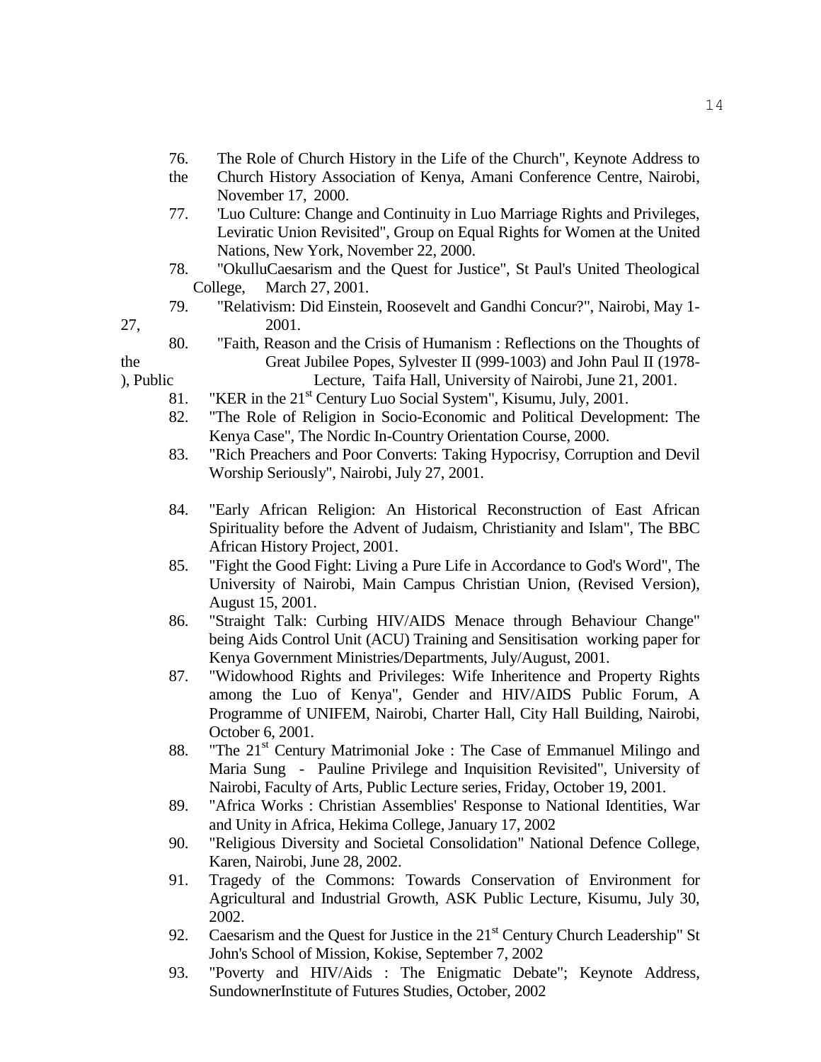76. The Role of Church History in the Life of the Church", Keynote Address to the Church History Association of Kenya, Amani Conference Centre, Nairobi, November 17, 2000.
77. 'Luo Culture: Change and Continuity in Luo Marriage Rights and Privileges, Leviratic Union Revisited", Group on Equal Rights for Women at the United Nations, New York, November 22, 2000.
78. "OkulluCaesarism and the Quest for Justice", St Paul's United Theological College, March 27, 2001.
79. "Relativism: Did Einstein, Roosevelt and Gandhi Concur?", Nairobi, May 1-27, 2001.
80. "Faith, Reason and the Crisis of Humanism : Reflections on the Thoughts of the Great Jubilee Popes, Sylvester II (999-1003) and John Paul II (1978-), Public Lecture, Taifa Hall, University of Nairobi, June 21, 2001.
81. "KER in the 21st Century Luo Social System", Kisumu, July, 2001.
82. "The Role of Religion in Socio-Economic and Political Development: The Kenya Case", The Nordic In-Country Orientation Course, 2000.
83. "Rich Preachers and Poor Converts: Taking Hypocrisy, Corruption and Devil Worship Seriously", Nairobi, July 27, 2001.
84. "Early African Religion: An Historical Reconstruction of East African Spirituality before the Advent of Judaism, Christianity and Islam", The BBC African History Project, 2001.
85. "Fight the Good Fight: Living a Pure Life in Accordance to God's Word", The University of Nairobi, Main Campus Christian Union, (Revised Version), August 15, 2001.
86. "Straight Talk: Curbing HIV/AIDS Menace through Behaviour Change" being Aids Control Unit (ACU) Training and Sensitisation working paper for Kenya Government Ministries/Departments, July/August, 2001.
87. "Widowhood Rights and Privileges: Wife Inheritence and Property Rights among the Luo of Kenya", Gender and HIV/AIDS Public Forum, A Programme of UNIFEM, Nairobi, Charter Hall, City Hall Building, Nairobi, October 6, 2001.
88. "The 21st Century Matrimonial Joke : The Case of Emmanuel Milingo and Maria Sung - Pauline Privilege and Inquisition Revisited", University of Nairobi, Faculty of Arts, Public Lecture series, Friday, October 19, 2001.
89. "Africa Works : Christian Assemblies' Response to National Identities, War and Unity in Africa, Hekima College, January 17, 2002
90. "Religious Diversity and Societal Consolidation" National Defence College, Karen, Nairobi, June 28, 2002.
91. Tragedy of the Commons: Towards Conservation of Environment for Agricultural and Industrial Growth, ASK Public Lecture, Kisumu, July 30, 2002.
92. Caesarism and the Quest for Justice in the 21st Century Church Leadership" St John's School of Mission, Kokise, September 7, 2002
93. "Poverty and HIV/Aids : The Enigmatic Debate"; Keynote Address, SundownerInstitute of Futures Studies, October, 2002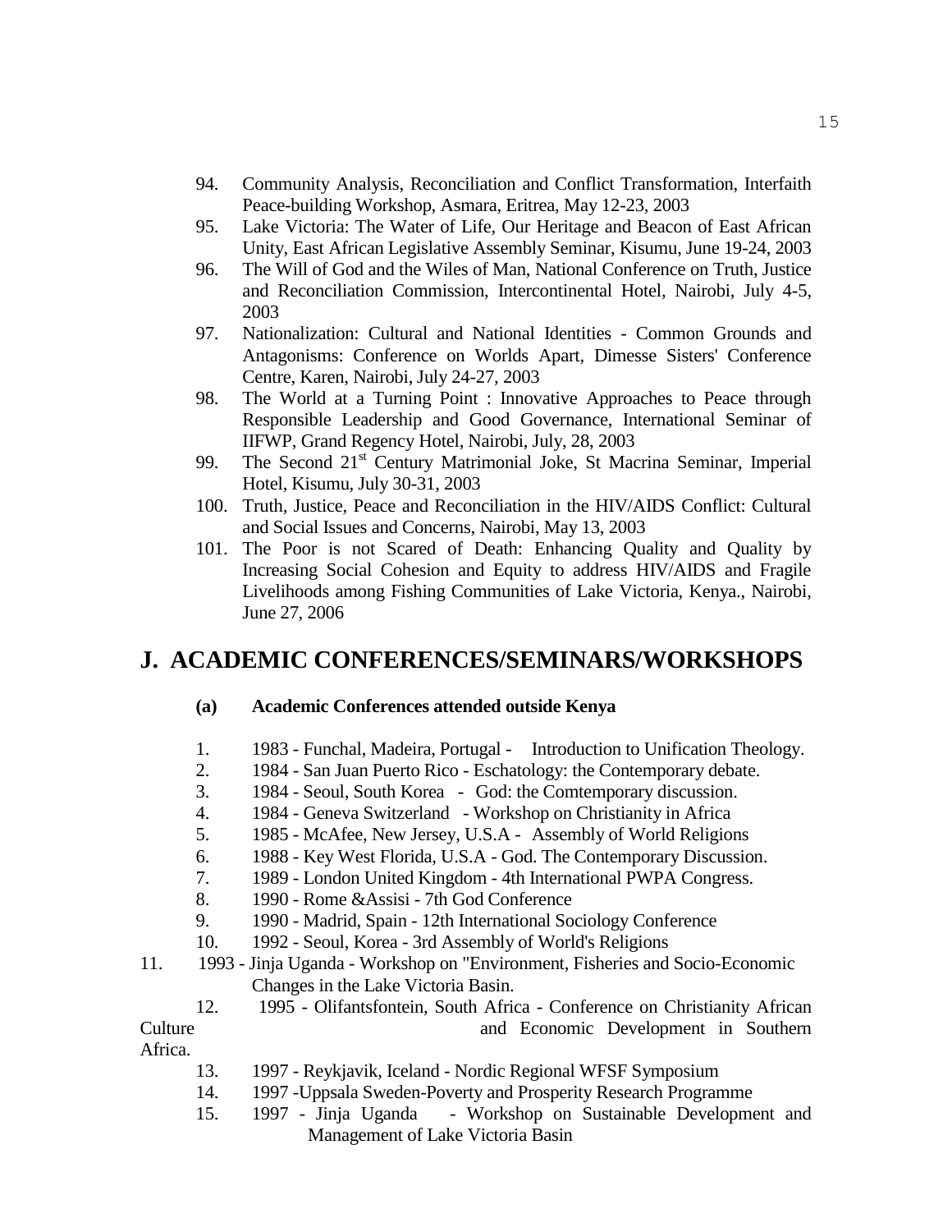94. Community Analysis, Reconciliation and Conflict Transformation, Interfaith Peace-building Workshop, Asmara, Eritrea, May 12-23, 2003
95. Lake Victoria: The Water of Life, Our Heritage and Beacon of East African Unity, East African Legislative Assembly Seminar, Kisumu, June 19-24, 2003
96. The Will of God and the Wiles of Man, National Conference on Truth, Justice and Reconciliation Commission, Intercontinental Hotel, Nairobi, July 4-5, 2003
97. Nationalization: Cultural and National Identities - Common Grounds and Antagonisms: Conference on Worlds Apart, Dimesse Sisters' Conference Centre, Karen, Nairobi, July 24-27, 2003
98. The World at a Turning Point : Innovative Approaches to Peace through Responsible Leadership and Good Governance, International Seminar of IIFWP, Grand Regency Hotel, Nairobi, July, 28, 2003
99. The Second 21st Century Matrimonial Joke, St Macrina Seminar, Imperial Hotel, Kisumu, July 30-31, 2003
100. Truth, Justice, Peace and Reconciliation in the HIV/AIDS Conflict: Cultural and Social Issues and Concerns, Nairobi, May 13, 2003
101. The Poor is not Scared of Death: Enhancing Quality and Quality by Increasing Social Cohesion and Equity to address HIV/AIDS and Fragile Livelihoods among Fishing Communities of Lake Victoria, Kenya., Nairobi, June 27, 2006

## J. ACADEMIC CONFERENCES/SEMINARS/WORKSHOPS

### (a) Academic Conferences attended outside Kenya

1. 1983 - Funchal, Madeira, Portugal - Introduction to Unification Theology.
2. 1984 - San Juan Puerto Rico - Eschatology: the Contemporary debate.
3. 1984 - Seoul, South Korea - God: the Comtemporary discussion.
4. 1984 - Geneva Switzerland - Workshop on Christianity in Africa
5. 1985 - McAfee, New Jersey, U.S.A - Assembly of World Religions
6. 1988 - Key West Florida, U.S.A - God. The Contemporary Discussion.
7. 1989 - London United Kingdom - 4th International PWPA Congress.
8. 1990 - Rome &Assisi - 7th God Conference
9. 1990 - Madrid, Spain - 12th International Sociology Conference
10. 1992 - Seoul, Korea - 3rd Assembly of World's Religions
11. 1993 - Jinja Uganda - Workshop on "Environment, Fisheries and Socio-Economic Changes in the Lake Victoria Basin.
12. 1995 - Olifantsfontein, South Africa - Conference on Christianity African Culture and Economic Development in Southern Africa.
13. 1997 - Reykjavik, Iceland - Nordic Regional WFSF Symposium
14. 1997 -Uppsala Sweden-Poverty and Prosperity Research Programme
15. 1997 - Jinja Uganda - Workshop on Sustainable Development and Management of Lake Victoria Basin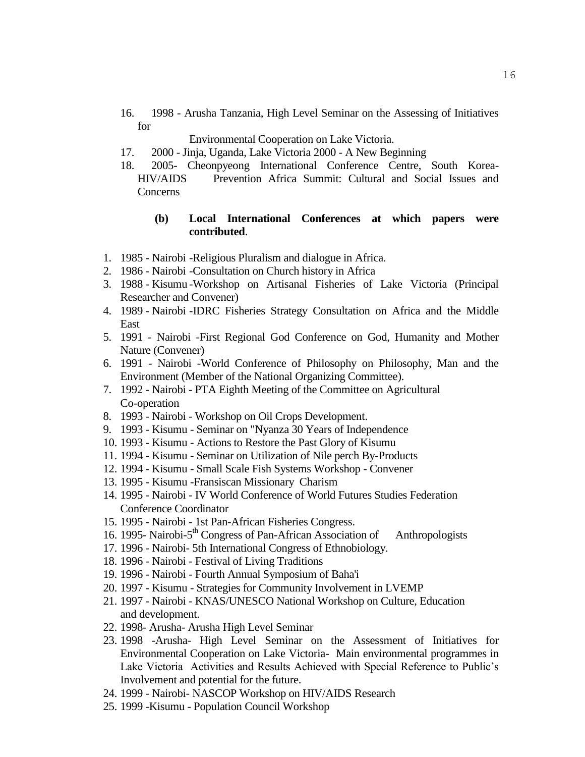16. 1998 - Arusha Tanzania, High Level Seminar on the Assessing of Initiatives for Environmental Cooperation on Lake Victoria.
17. 2000 - Jinja, Uganda, Lake Victoria 2000 - A New Beginning
18. 2005- Cheonpyeong International Conference Centre, South Korea- HIV/AIDS Prevention Africa Summit: Cultural and Social Issues and Concerns

**(b) Local International Conferences at which papers were contributed**.

1. 1985 - Nairobi -Religious Pluralism and dialogue in Africa.
2. 1986 - Nairobi -Consultation on Church history in Africa
3. 1988 - Kisumu -Workshop on Artisanal Fisheries of Lake Victoria (Principal Researcher and Convener)
4. 1989 - Nairobi -IDRC Fisheries Strategy Consultation on Africa and the Middle East
5. 1991 - Nairobi -First Regional God Conference on God, Humanity and Mother Nature (Convener)
6. 1991 - Nairobi -World Conference of Philosophy on Philosophy, Man and the Environment (Member of the National Organizing Committee).
7. 1992 - Nairobi - PTA Eighth Meeting of the Committee on Agricultural Co-operation
8. 1993 - Nairobi - Workshop on Oil Crops Development.
9. 1993 - Kisumu - Seminar on "Nyanza 30 Years of Independence
10. 1993 - Kisumu - Actions to Restore the Past Glory of Kisumu
11. 1994 - Kisumu - Seminar on Utilization of Nile perch By-Products
12. 1994 - Kisumu - Small Scale Fish Systems Workshop - Convener
13. 1995 - Kisumu -Fransiscan Missionary Charism
14. 1995 - Nairobi - IV World Conference of World Futures Studies Federation Conference Coordinator
15. 1995 - Nairobi - 1st Pan-African Fisheries Congress.
16. 1995- Nairobi-5th Congress of Pan-African Association of Anthropologists
17. 1996 - Nairobi- 5th International Congress of Ethnobiology.
18. 1996 - Nairobi - Festival of Living Traditions
19. 1996 - Nairobi - Fourth Annual Symposium of Baha'i
20. 1997 - Kisumu - Strategies for Community Involvement in LVEMP
21. 1997 - Nairobi - KNAS/UNESCO National Workshop on Culture, Education and development.
22. 1998- Arusha- Arusha High Level Seminar
23. 1998 -Arusha- High Level Seminar on the Assessment of Initiatives for Environmental Cooperation on Lake Victoria- Main environmental programmes in Lake Victoria Activities and Results Achieved with Special Reference to Public's Involvement and potential for the future.
24. 1999 - Nairobi- NASCOP Workshop on HIV/AIDS Research
25. 1999 -Kisumu - Population Council Workshop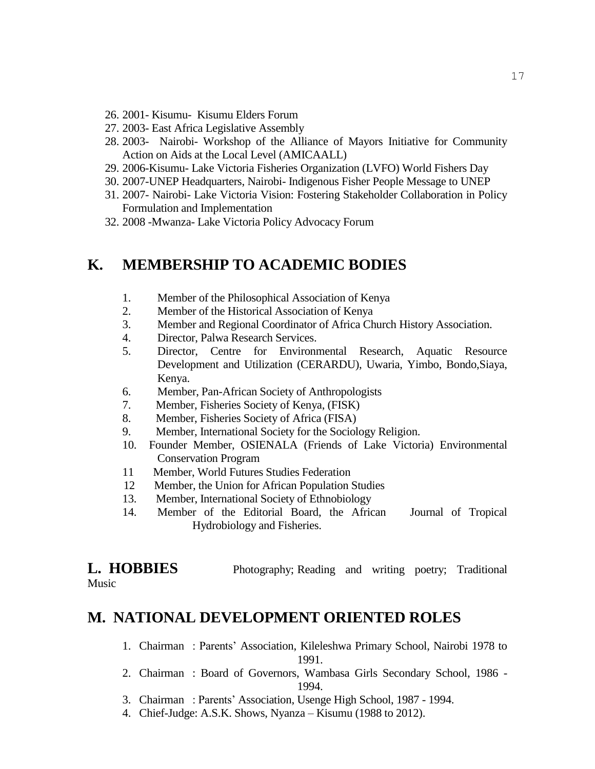26. 2001- Kisumu- Kisumu Elders Forum
27. 2003- East Africa Legislative Assembly
28. 2003- Nairobi- Workshop of the Alliance of Mayors Initiative for Community Action on Aids at the Local Level (AMICAALL)
29. 2006-Kisumu- Lake Victoria Fisheries Organization (LVFO) World Fishers Day
30. 2007-UNEP Headquarters, Nairobi- Indigenous Fisher People Message to UNEP
31. 2007- Nairobi- Lake Victoria Vision: Fostering Stakeholder Collaboration in Policy Formulation and Implementation
32. 2008 -Mwanza- Lake Victoria Policy Advocacy Forum

## K. MEMBERSHIP TO ACADEMIC BODIES

1. Member of the Philosophical Association of Kenya
2. Member of the Historical Association of Kenya
3. Member and Regional Coordinator of Africa Church History Association.
4. Director, Palwa Research Services.
5. Director, Centre for Environmental Research, Aquatic Resource Development and Utilization (CERARDU), Uwaria, Yimbo, Bondo,Siaya, Kenya.
6. Member, Pan-African Society of Anthropologists
7. Member, Fisheries Society of Kenya, (FISK)
8. Member, Fisheries Society of Africa (FISA)
9. Member, International Society for the Sociology Religion.
10. Founder Member, OSIENALA (Friends of Lake Victoria) Environmental Conservation Program
11. Member, World Futures Studies Federation
12. Member, the Union for African Population Studies
13. Member, International Society of Ethnobiology
14. Member of the Editorial Board, the African Journal of Tropical Hydrobiology and Fisheries.

## L. HOBBIES

Photography; Reading and writing poetry; Traditional Music

## M. NATIONAL DEVELOPMENT ORIENTED ROLES

1. Chairman : Parents' Association, Kileleshwa Primary School, Nairobi 1978 to 1991.
2. Chairman : Board of Governors, Wambasa Girls Secondary School, 1986 - 1994.
3. Chairman : Parents' Association, Usenge High School, 1987 - 1994.
4. Chief-Judge: A.S.K. Shows, Nyanza – Kisumu (1988 to 2012).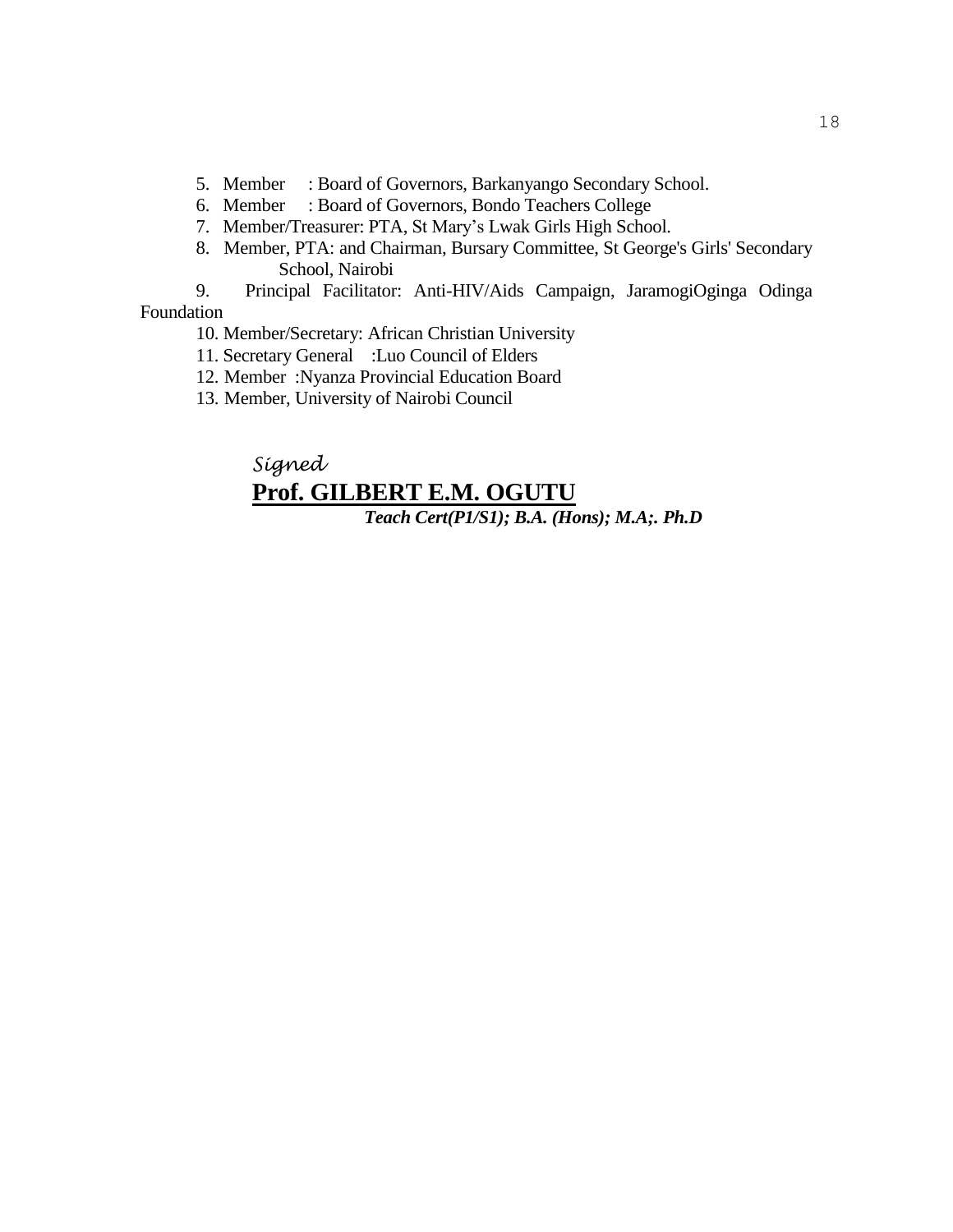5. Member : Board of Governors, Barkanyango Secondary School.
6. Member : Board of Governors, Bondo Teachers College
7. Member/Treasurer: PTA, St Mary's Lwak Girls High School.
8. Member, PTA: and Chairman, Bursary Committee, St George's Girls' Secondary School, Nairobi
9. Principal Facilitator: Anti-HIV/Aids Campaign, JaramogiOginga Odinga Foundation
10. Member/Secretary: African Christian University
11. Secretary General :Luo Council of Elders
12. Member :Nyanza Provincial Education Board
13. Member, University of Nairobi Council

*Signed*

**Prof. GILBERT E.M. OGUTU**

***Teach Cert(P1/S1); B.A. (Hons); M.A;. Ph.D***